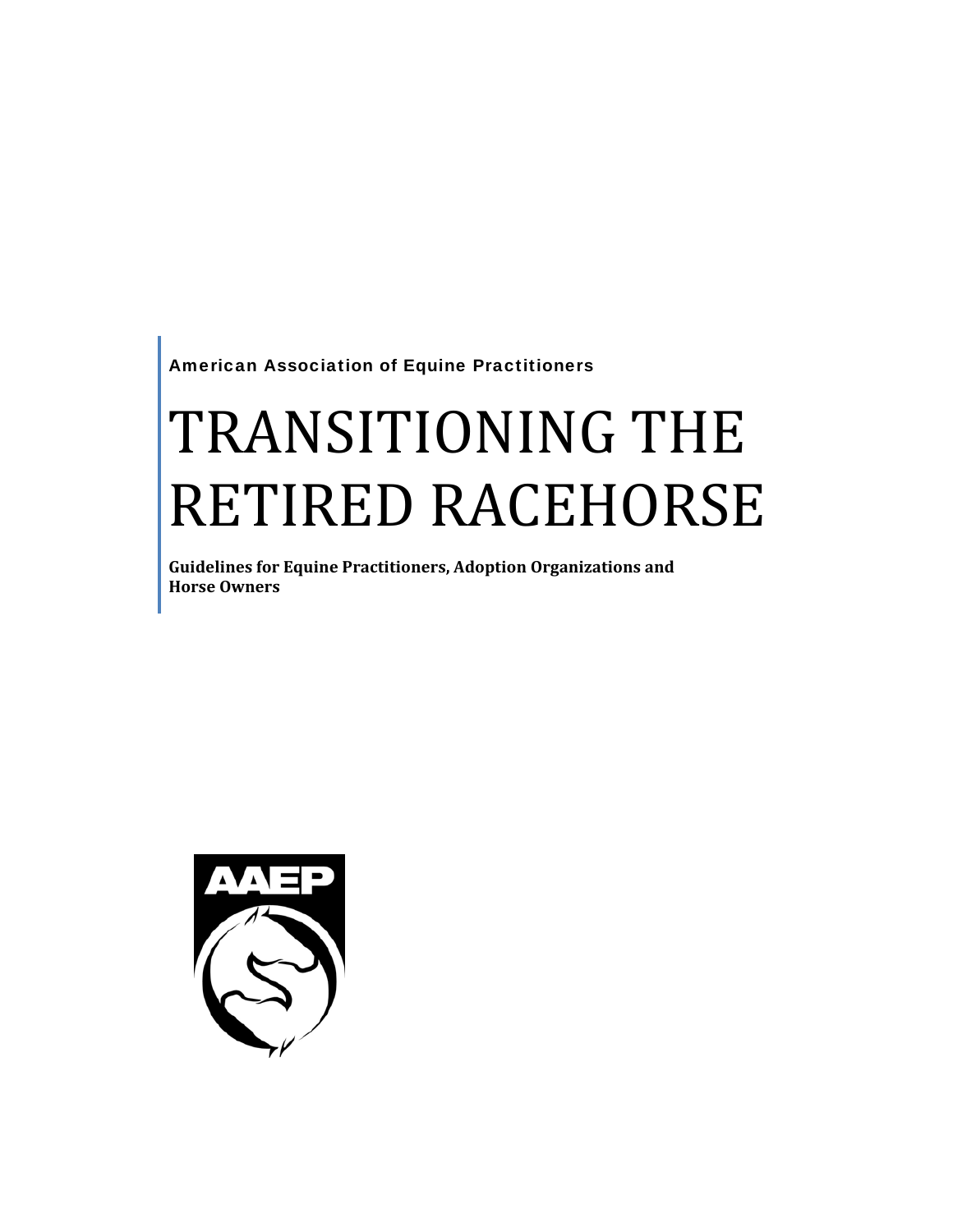**American Association of Equine Practitioners**

# TRANSITIONING THE RETIRED RACEHORSE

**Guidelines for Equine Practitioners, Adoption Organizations and Horse Owners**

AAEP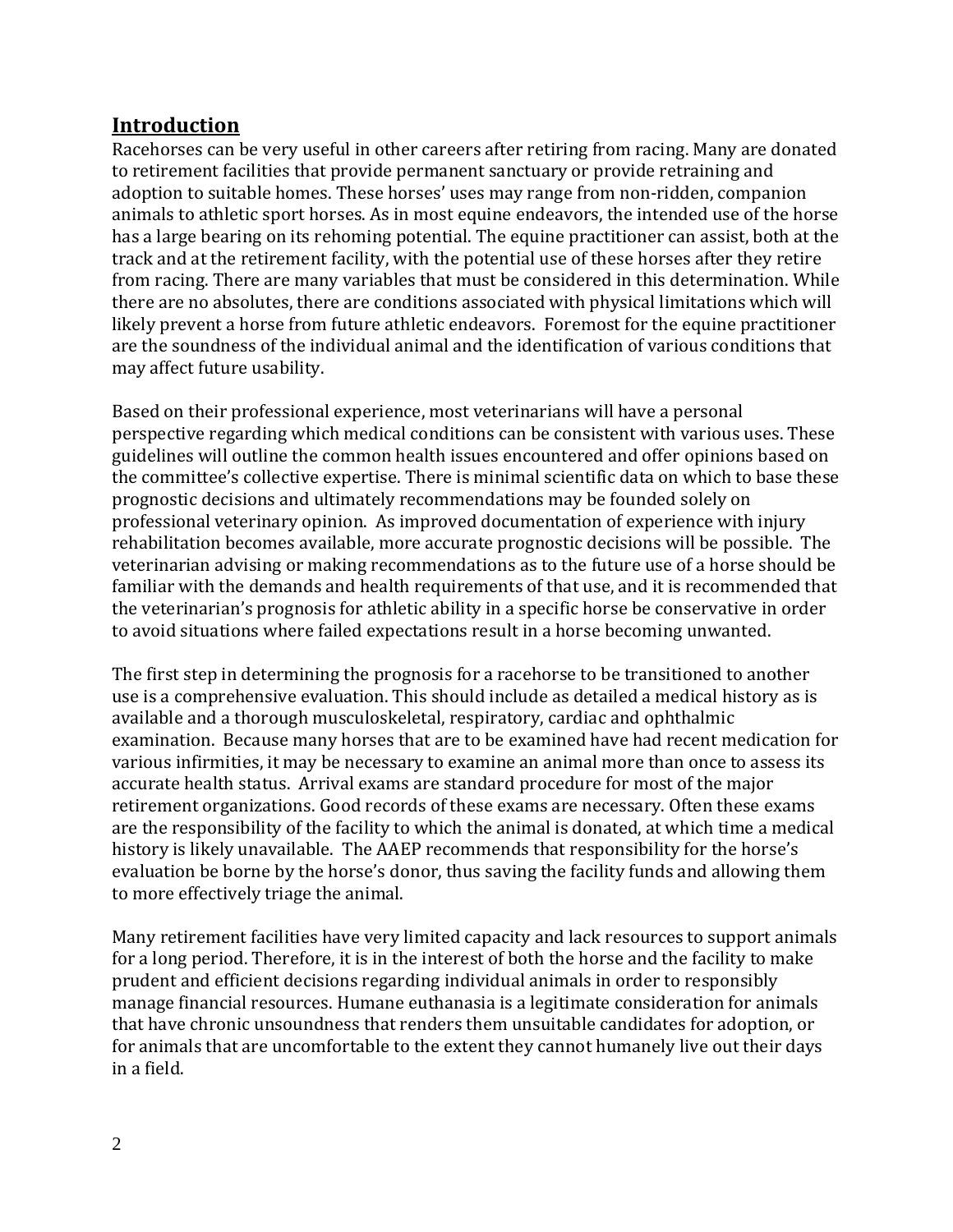## Introduction

Racehorses can be very useful in other careers after retiring from racing. Many are donated to retirement facilities that provide permanent sanctuary or provide retraining and adoption to suitable homes. These horses' uses may range from non-ridden, companion animals to athletic sport horses. As in most equine endeavors, the intended use of the horse has a large bearing on its rehoming potential. The equine practitioner can assist, both at the track and at the retirement facility, with the potential use of these horses after they retire from racing. There are many variables that must be considered in this determination. While there are no absolutes, there are conditions associated with physical limitations which will likely prevent a horse from future athletic endeavors. Foremost for the equine practitioner are the soundness of the individual animal and the identification of various conditions that may affect future usability.

Based on their professional experience, most veterinarians will have a personal perspective regarding which medical conditions can be consistent with various uses. These guidelines will outline the common health issues encountered and offer opinions based on the committee's collective expertise. There is minimal scientific data on which to base these prognostic decisions and ultimately recommendations may be founded solely on professional veterinary opinion. As improved documentation of experience with injury rehabilitation becomes available, more accurate prognostic decisions will be possible. The veterinarian advising or making recommendations as to the future use of a horse should be familiar with the demands and health requirements of that use, and it is recommended that the veterinarian's prognosis for athletic ability in a specific horse be conservative in order to avoid situations where failed expectations result in a horse becoming unwanted.

The first step in determining the prognosis for a racehorse to be transitioned to another use is a comprehensive evaluation. This should include as detailed a medical history as is available and a thorough musculoskeletal, respiratory, cardiac and ophthalmic examination. Because many horses that are to be examined have had recent medication for various infirmities, it may be necessary to examine an animal more than once to assess its accurate health status. Arrival exams are standard procedure for most of the major retirement organizations. Good records of these exams are necessary. Often these exams are the responsibility of the facility to which the animal is donated, at which time a medical history is likely unavailable. The AAEP recommends that responsibility for the horse's evaluation be borne by the horse's donor, thus saving the facility funds and allowing them to more effectively triage the animal.

Many retirement facilities have very limited capacity and lack resources to support animals for a long period. Therefore, it is in the interest of both the horse and the facility to make prudent and efficient decisions regarding individual animals in order to responsibly manage financial resources. Humane euthanasia is a legitimate consideration for animals that have chronic unsoundness that renders them unsuitable candidates for adoption, or for animals that are uncomfortable to the extent they cannot humanely live out their days in a field.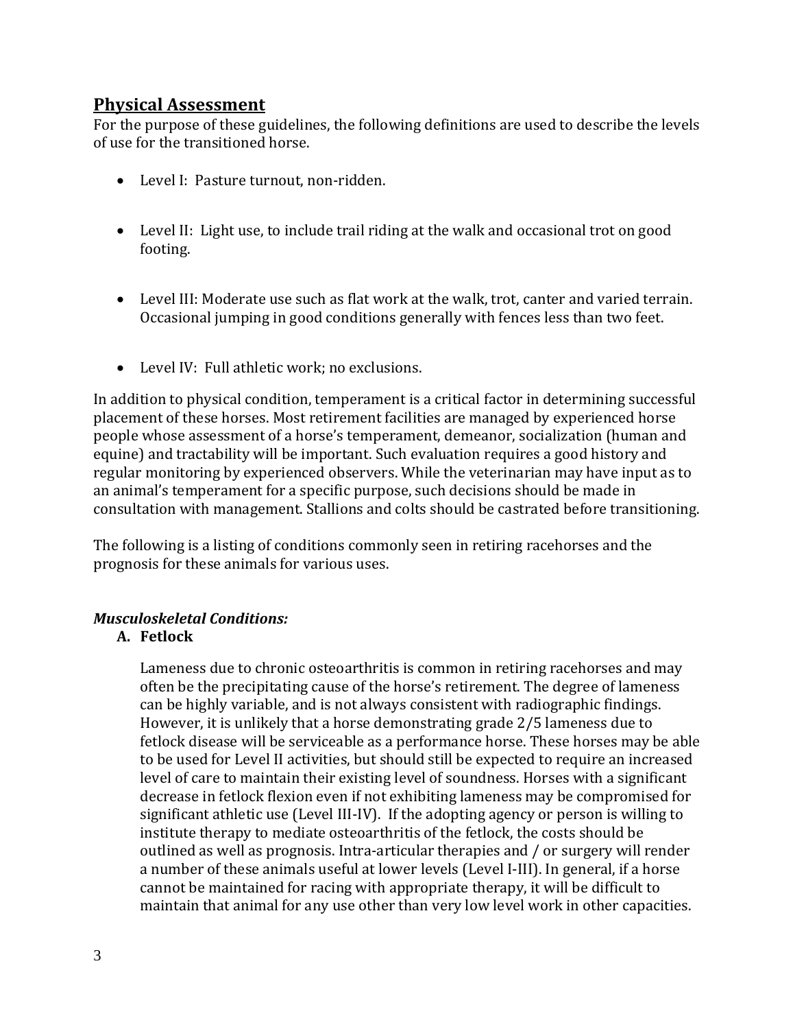## Physical Assessment

For the purpose of these guidelines, the following definitions are used to describe the levels of use for the transitioned horse.

- Level I: Pasture turnout, non-ridden.
- Level II: Light use, to include trail riding at the walk and occasional trot on good footing.
- Level III: Moderate use such as flat work at the walk, trot, canter and varied terrain. Occasional jumping in good conditions generally with fences less than two feet.
- Level IV: Full athletic work; no exclusions.

In addition to physical condition, temperament is a critical factor in determining successful placement of these horses. Most retirement facilities are managed by experienced horse people whose assessment of a horse's temperament, demeanor, socialization (human and equine) and tractability will be important. Such evaluation requires a good history and regular monitoring by experienced observers. While the veterinarian may have input as to an animal's temperament for a specific purpose, such decisions should be made in consultation with management. Stallions and colts should be castrated before transitioning.

The following is a listing of conditions commonly seen in retiring racehorses and the prognosis for these animals for various uses.

### *Musculoskeletal Conditions:*

**A. Fetlock**

Lameness due to chronic osteoarthritis is common in retiring racehorses and may often be the precipitating cause of the horse's retirement. The degree of lameness can be highly variable, and is not always consistent with radiographic findings. However, it is unlikely that a horse demonstrating grade 2/5 lameness due to fetlock disease will be serviceable as a performance horse. These horses may be able to be used for Level II activities, but should still be expected to require an increased level of care to maintain their existing level of soundness. Horses with a significant decrease in fetlock flexion even if not exhibiting lameness may be compromised for significant athletic use (Level III-IV). If the adopting agency or person is willing to institute therapy to mediate osteoarthritis of the fetlock, the costs should be outlined as well as prognosis. Intra-articular therapies and / or surgery will render a number of these animals useful at lower levels (Level I-III). In general, if a horse cannot be maintained for racing with appropriate therapy, it will be difficult to maintain that animal for any use other than very low level work in other capacities.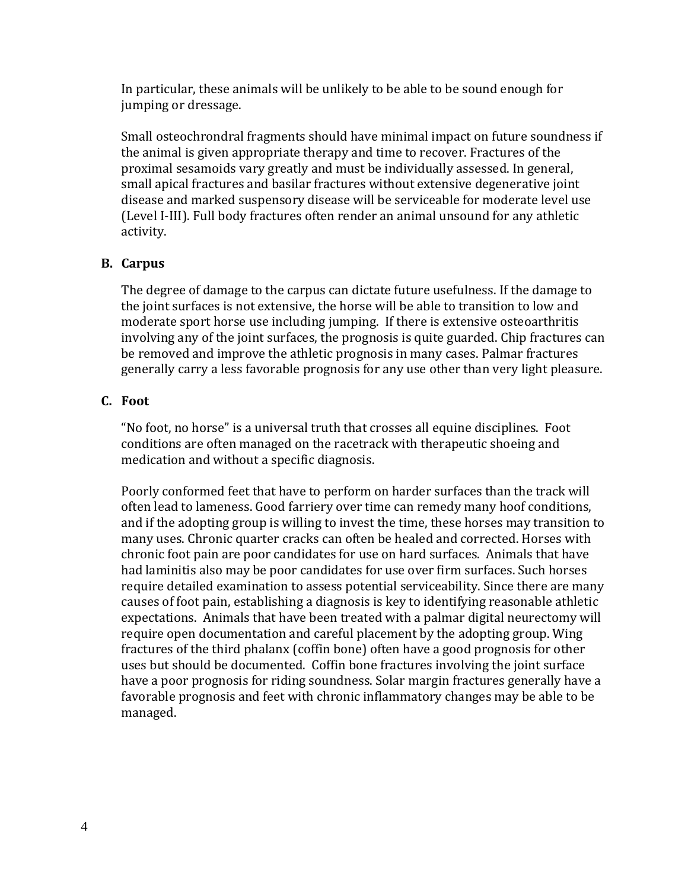In particular, these animals will be unlikely to be able to be sound enough for jumping or dressage.

Small osteochrondral fragments should have minimal impact on future soundness if the animal is given appropriate therapy and time to recover. Fractures of the proximal sesamoids vary greatly and must be individually assessed. In general, small apical fractures and basilar fractures without extensive degenerative joint disease and marked suspensory disease will be serviceable for moderate level use (Level I-III). Full body fractures often render an animal unsound for any athletic activity.

### B. Carpus

The degree of damage to the carpus can dictate future usefulness. If the damage to the joint surfaces is not extensive, the horse will be able to transition to low and moderate sport horse use including jumping. If there is extensive osteoarthritis involving any of the joint surfaces, the prognosis is quite guarded. Chip fractures can be removed and improve the athletic prognosis in many cases. Palmar fractures generally carry a less favorable prognosis for any use other than very light pleasure.

### C. Foot

"No foot, no horse" is a universal truth that crosses all equine disciplines. Foot conditions are often managed on the racetrack with therapeutic shoeing and medication and without a specific diagnosis.

Poorly conformed feet that have to perform on harder surfaces than the track will often lead to lameness. Good farriery over time can remedy many hoof conditions, and if the adopting group is willing to invest the time, these horses may transition to many uses. Chronic quarter cracks can often be healed and corrected. Horses with chronic foot pain are poor candidates for use on hard surfaces. Animals that have had laminitis also may be poor candidates for use over firm surfaces. Such horses require detailed examination to assess potential serviceability. Since there are many causes of foot pain, establishing a diagnosis is key to identifying reasonable athletic expectations. Animals that have been treated with a palmar digital neurectomy will require open documentation and careful placement by the adopting group. Wing fractures of the third phalanx (coffin bone) often have a good prognosis for other uses but should be documented. Coffin bone fractures involving the joint surface have a poor prognosis for riding soundness. Solar margin fractures generally have a favorable prognosis and feet with chronic inflammatory changes may be able to be managed.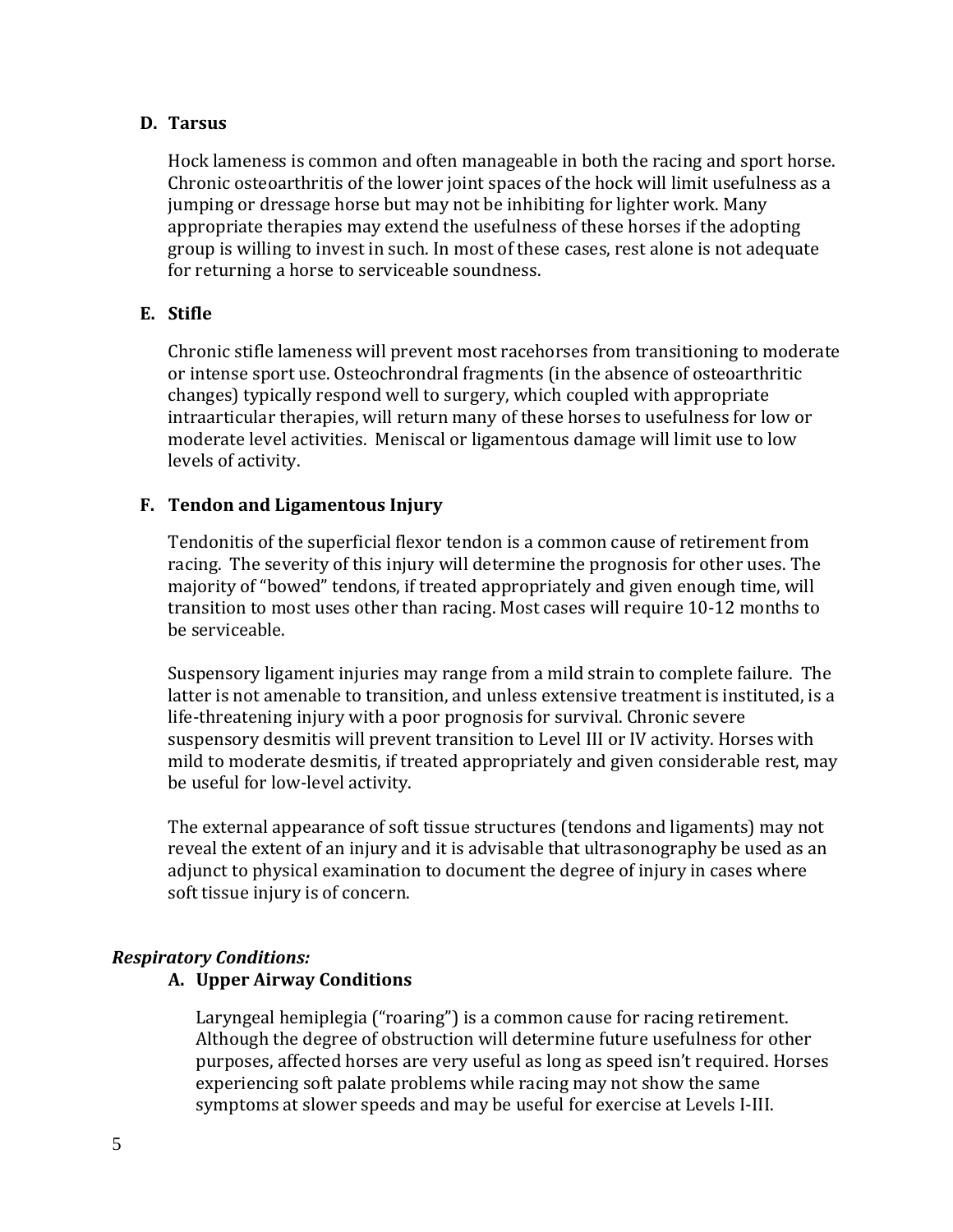### D. Tarsus

Hock lameness is common and often manageable in both the racing and sport horse. Chronic osteoarthritis of the lower joint spaces of the hock will limit usefulness as a jumping or dressage horse but may not be inhibiting for lighter work. Many appropriate therapies may extend the usefulness of these horses if the adopting group is willing to invest in such. In most of these cases, rest alone is not adequate for returning a horse to serviceable soundness.

### E. Stifle

Chronic stifle lameness will prevent most racehorses from transitioning to moderate or intense sport use. Osteochrondral fragments (in the absence of osteoarthritic changes) typically respond well to surgery, which coupled with appropriate intraarticular therapies, will return many of these horses to usefulness for low or moderate level activities. Meniscal or ligamentous damage will limit use to low levels of activity.

### F. Tendon and Ligamentous Injury

Tendonitis of the superficial flexor tendon is a common cause of retirement from racing. The severity of this injury will determine the prognosis for other uses. The majority of "bowed" tendons, if treated appropriately and given enough time, will transition to most uses other than racing. Most cases will require 10-12 months to be serviceable.

Suspensory ligament injuries may range from a mild strain to complete failure. The latter is not amenable to transition, and unless extensive treatment is instituted, is a life-threatening injury with a poor prognosis for survival. Chronic severe suspensory desmitis will prevent transition to Level III or IV activity. Horses with mild to moderate desmitis, if treated appropriately and given considerable rest, may be useful for low-level activity.

The external appearance of soft tissue structures (tendons and ligaments) may not reveal the extent of an injury and it is advisable that ultrasonography be used as an adjunct to physical examination to document the degree of injury in cases where soft tissue injury is of concern.

## *Respiratory Conditions:*

### A. Upper Airway Conditions

Laryngeal hemiplegia ("roaring") is a common cause for racing retirement. Although the degree of obstruction will determine future usefulness for other purposes, affected horses are very useful as long as speed isn't required. Horses experiencing soft palate problems while racing may not show the same symptoms at slower speeds and may be useful for exercise at Levels I-III.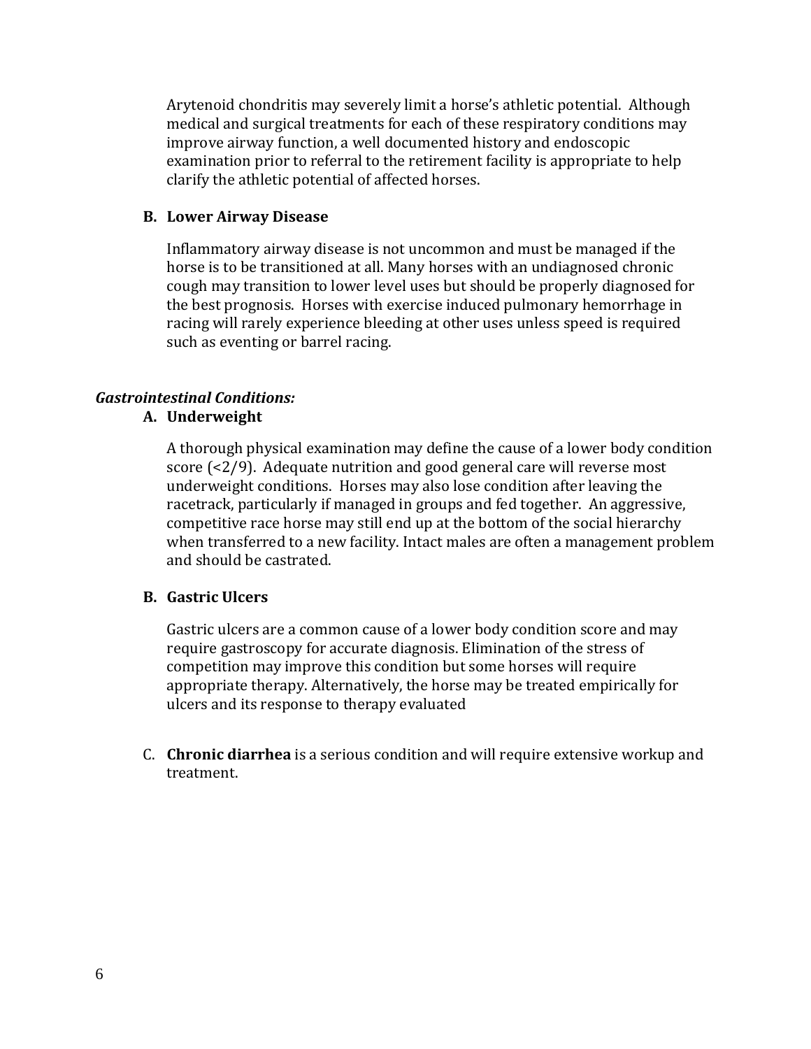Arytenoid chondritis may severely limit a horse's athletic potential. Although medical and surgical treatments for each of these respiratory conditions may improve airway function, a well documented history and endoscopic examination prior to referral to the retirement facility is appropriate to help clarify the athletic potential of affected horses.

**B. Lower Airway Disease**

Inflammatory airway disease is not uncommon and must be managed if the horse is to be transitioned at all. Many horses with an undiagnosed chronic cough may transition to lower level uses but should be properly diagnosed for the best prognosis. Horses with exercise induced pulmonary hemorrhage in racing will rarely experience bleeding at other uses unless speed is required such as eventing or barrel racing.

***Gastrointestinal Conditions:***

**A. Underweight**

A thorough physical examination may define the cause of a lower body condition score (<2/9). Adequate nutrition and good general care will reverse most underweight conditions. Horses may also lose condition after leaving the racetrack, particularly if managed in groups and fed together. An aggressive, competitive race horse may still end up at the bottom of the social hierarchy when transferred to a new facility. Intact males are often a management problem and should be castrated.

**B. Gastric Ulcers**

Gastric ulcers are a common cause of a lower body condition score and may require gastroscopy for accurate diagnosis. Elimination of the stress of competition may improve this condition but some horses will require appropriate therapy. Alternatively, the horse may be treated empirically for ulcers and its response to therapy evaluated

C. **Chronic diarrhea** is a serious condition and will require extensive workup and treatment.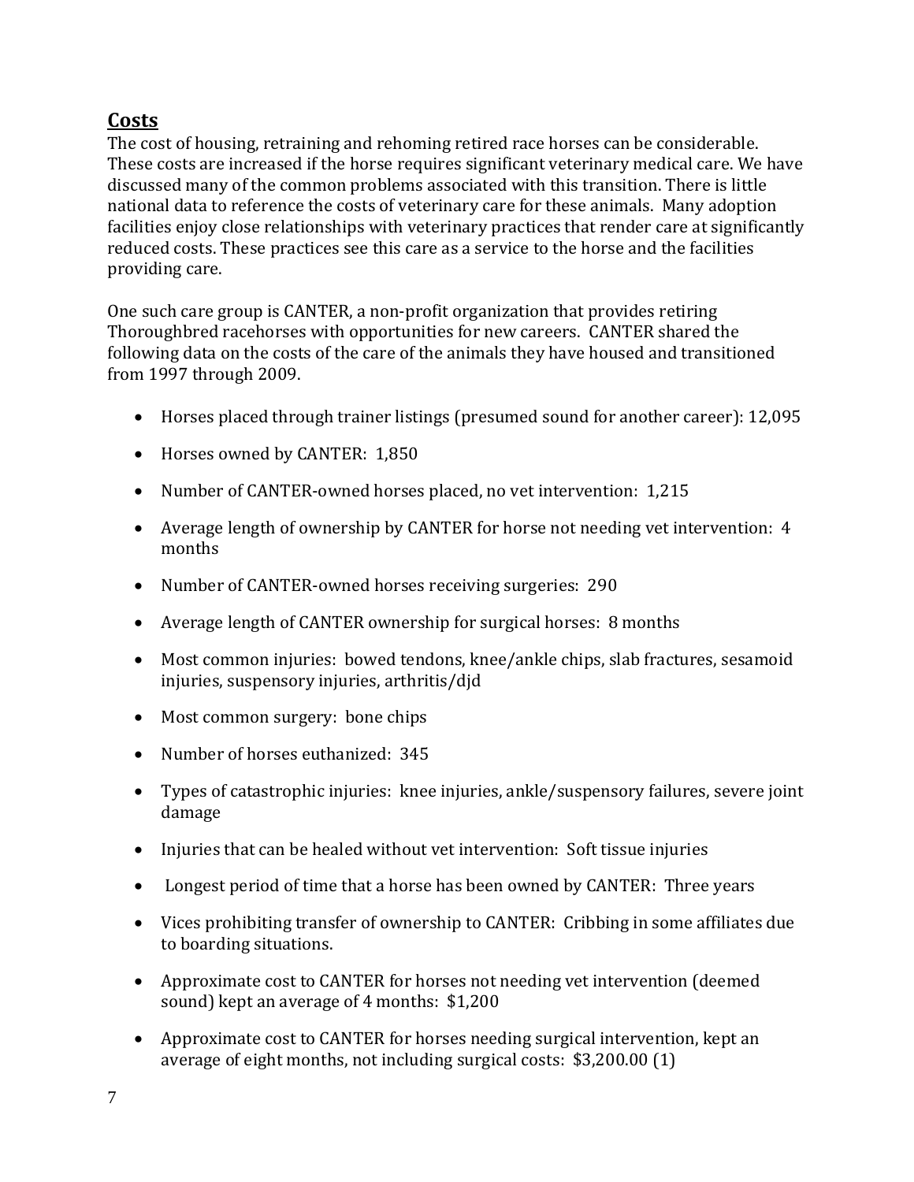## Costs

The cost of housing, retraining and rehoming retired race horses can be considerable. These costs are increased if the horse requires significant veterinary medical care. We have discussed many of the common problems associated with this transition. There is little national data to reference the costs of veterinary care for these animals. Many adoption facilities enjoy close relationships with veterinary practices that render care at significantly reduced costs. These practices see this care as a service to the horse and the facilities providing care.

One such care group is CANTER, a non-profit organization that provides retiring Thoroughbred racehorses with opportunities for new careers. CANTER shared the following data on the costs of the care of the animals they have housed and transitioned from 1997 through 2009.

- Horses placed through trainer listings (presumed sound for another career): 12,095
- Horses owned by CANTER: 1,850
- Number of CANTER-owned horses placed, no vet intervention: 1,215
- Average length of ownership by CANTER for horse not needing vet intervention: 4 months
- Number of CANTER-owned horses receiving surgeries: 290
- Average length of CANTER ownership for surgical horses: 8 months
- Most common injuries: bowed tendons, knee/ankle chips, slab fractures, sesamoid injuries, suspensory injuries, arthritis/djd
- Most common surgery: bone chips
- Number of horses euthanized: 345
- Types of catastrophic injuries: knee injuries, ankle/suspensory failures, severe joint damage
- Injuries that can be healed without vet intervention: Soft tissue injuries
- Longest period of time that a horse has been owned by CANTER: Three years
- Vices prohibiting transfer of ownership to CANTER: Cribbing in some affiliates due to boarding situations.
- Approximate cost to CANTER for horses not needing vet intervention (deemed sound) kept an average of 4 months: $1,200
- Approximate cost to CANTER for horses needing surgical intervention, kept an average of eight months, not including surgical costs: $3,200.00 (1)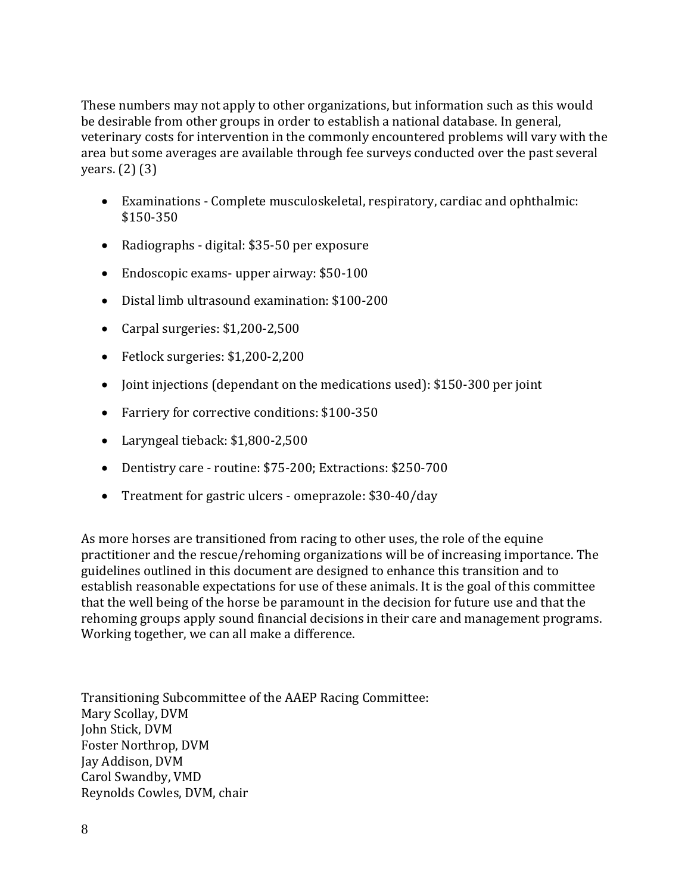These numbers may not apply to other organizations, but information such as this would be desirable from other groups in order to establish a national database. In general, veterinary costs for intervention in the commonly encountered problems will vary with the area but some averages are available through fee surveys conducted over the past several years. (2) (3)

- Examinations - Complete musculoskeletal, respiratory, cardiac and ophthalmic: $150-350
- Radiographs - digital: $35-50 per exposure
- Endoscopic exams- upper airway: $50-100
- Distal limb ultrasound examination: $100-200
- Carpal surgeries: $1,200-2,500
- Fetlock surgeries: $1,200-2,200
- Joint injections (dependant on the medications used): $150-300 per joint
- Farriery for corrective conditions: $100-350
- Laryngeal tieback: $1,800-2,500
- Dentistry care - routine: $75-200; Extractions: $250-700
- Treatment for gastric ulcers - omeprazole: $30-40/day

As more horses are transitioned from racing to other uses, the role of the equine practitioner and the rescue/rehoming organizations will be of increasing importance. The guidelines outlined in this document are designed to enhance this transition and to establish reasonable expectations for use of these animals. It is the goal of this committee that the well being of the horse be paramount in the decision for future use and that the rehoming groups apply sound financial decisions in their care and management programs. Working together, we can all make a difference.

Transitioning Subcommittee of the AAEP Racing Committee:
Mary Scollay, DVM
John Stick, DVM
Foster Northrop, DVM
Jay Addison, DVM
Carol Swandby, VMD
Reynolds Cowles, DVM, chair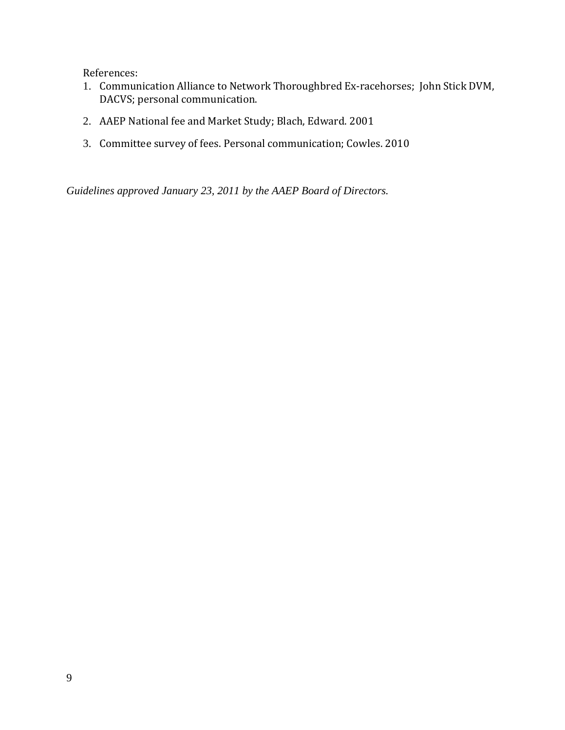References:

1. Communication Alliance to Network Thoroughbred Ex-racehorses; John Stick DVM, DACVS; personal communication.
2. AAEP National fee and Market Study; Blach, Edward. 2001
3. Committee survey of fees. Personal communication; Cowles. 2010

*Guidelines approved January 23, 2011 by the AAEP Board of Directors.*